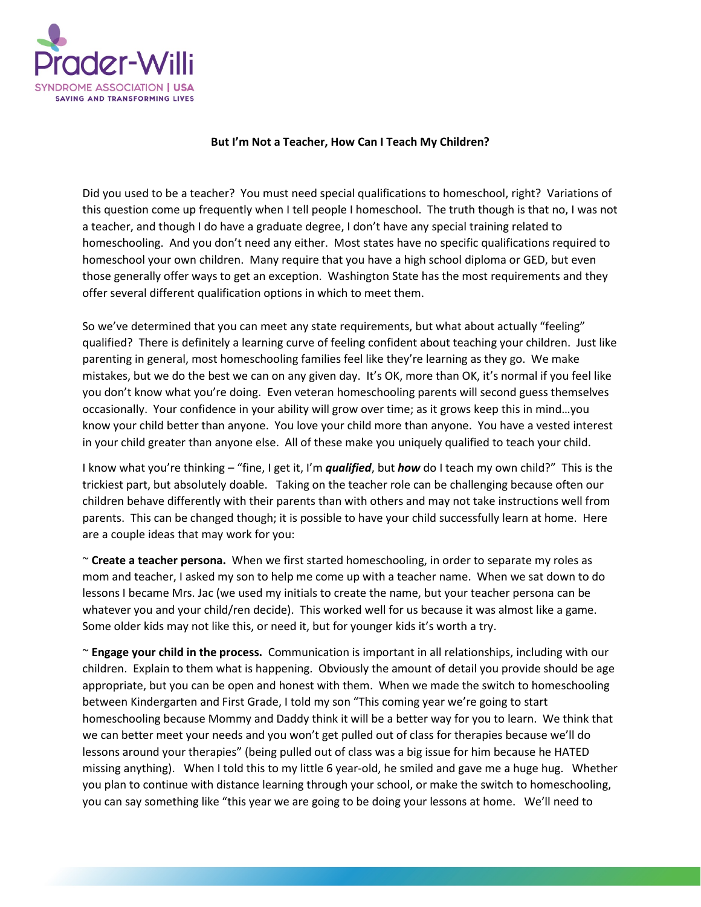**But I'm Not a Teacher, How Can I Teach My Children?**

Did you used to be a teacher? You must need special qualifications to homeschool, right? Variations of this question come up frequently when I tell people I homeschool. The truth though is that no, I was not a teacher, and though I do have a graduate degree, I don't have any special training related to homeschooling. And you don't need any either. Most states have no specific qualifications required to homeschool your own children. Many require that you have a high school diploma or GED, but even those generally offer ways to get an exception. Washington State has the most requirements and they offer several different qualification options in which to meet them.

So we've determined that you can meet any state requirements, but what about actually "feeling" qualified? There is definitely a learning curve of feeling confident about teaching your children. Just like parenting in general, most homeschooling families feel like they're learning as they go. We make mistakes, but we do the best we can on any given day. It's OK, more than OK, it's normal if you feel like you don't know what you're doing. Even veteran homeschooling parents will second guess themselves occasionally. Your confidence in your ability will grow over time; as it grows keep this in mind…you know your child better than anyone. You love your child more than anyone. You have a vested interest in your child greater than anyone else. All of these make you uniquely qualified to teach your child.

I know what you're thinking – "fine, I get it, I'm ***qualified***, but ***how*** do I teach my own child?" This is the trickiest part, but absolutely doable. Taking on the teacher role can be challenging because often our children behave differently with their parents than with others and may not take instructions well from parents. This can be changed though; it is possible to have your child successfully learn at home. Here are a couple ideas that may work for you:

~ **Create a teacher persona.** When we first started homeschooling, in order to separate my roles as mom and teacher, I asked my son to help me come up with a teacher name. When we sat down to do lessons I became Mrs. Jac (we used my initials to create the name, but your teacher persona can be whatever you and your child/ren decide). This worked well for us because it was almost like a game. Some older kids may not like this, or need it, but for younger kids it's worth a try.

~ **Engage your child in the process.** Communication is important in all relationships, including with our children. Explain to them what is happening. Obviously the amount of detail you provide should be age appropriate, but you can be open and honest with them. When we made the switch to homeschooling between Kindergarten and First Grade, I told my son "This coming year we're going to start homeschooling because Mommy and Daddy think it will be a better way for you to learn. We think that we can better meet your needs and you won't get pulled out of class for therapies because we'll do lessons around your therapies" (being pulled out of class was a big issue for him because he HATED missing anything). When I told this to my little 6 year-old, he smiled and gave me a huge hug. Whether you plan to continue with distance learning through your school, or make the switch to homeschooling, you can say something like "this year we are going to be doing your lessons at home. We'll need to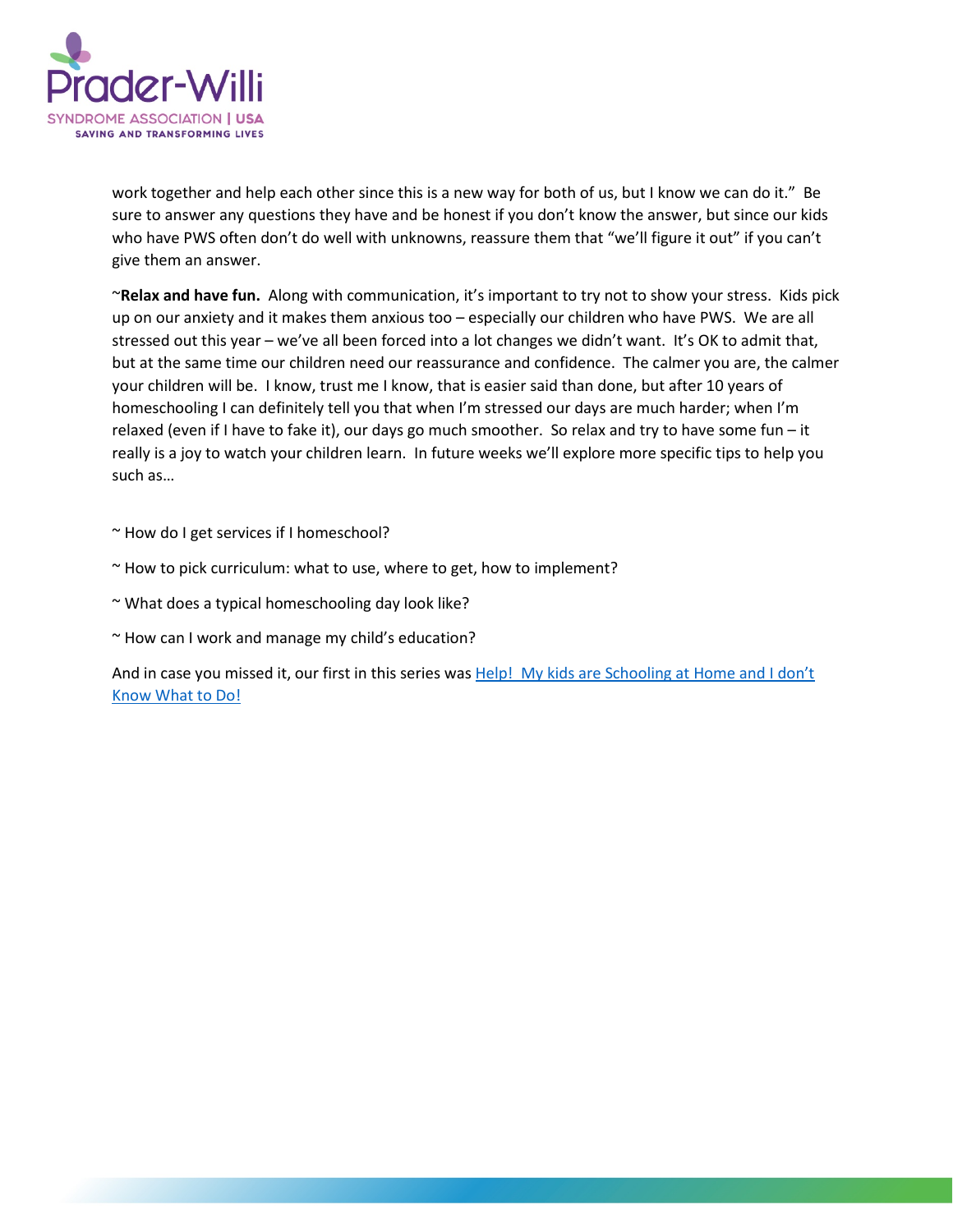work together and help each other since this is a new way for both of us, but I know we can do it." Be sure to answer any questions they have and be honest if you don't know the answer, but since our kids who have PWS often don't do well with unknowns, reassure them that "we'll figure it out" if you can't give them an answer.

~**Relax and have fun.** Along with communication, it's important to try not to show your stress. Kids pick up on our anxiety and it makes them anxious too – especially our children who have PWS. We are all stressed out this year – we've all been forced into a lot changes we didn't want. It's OK to admit that, but at the same time our children need our reassurance and confidence. The calmer you are, the calmer your children will be. I know, trust me I know, that is easier said than done, but after 10 years of homeschooling I can definitely tell you that when I'm stressed our days are much harder; when I'm relaxed (even if I have to fake it), our days go much smoother. So relax and try to have some fun – it really is a joy to watch your children learn. In future weeks we'll explore more specific tips to help you such as…

~ How do I get services if I homeschool?

~ How to pick curriculum: what to use, where to get, how to implement?

~ What does a typical homeschooling day look like?

~ How can I work and manage my child's education?

And in case you missed it, our first in this series was Help! My kids are Schooling at Home and I don't Know What to Do!